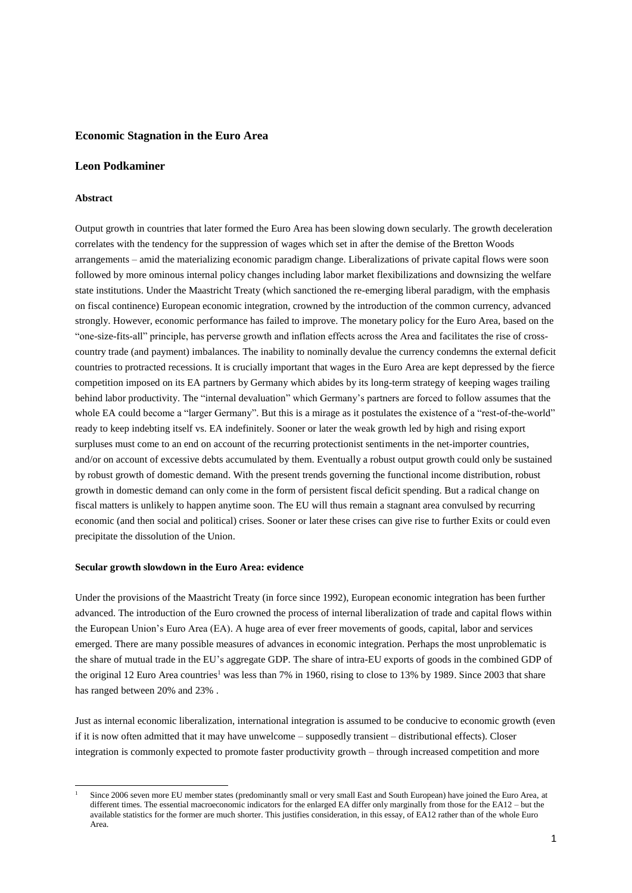# Economic Stagnation in the Euro Area

## Leon Podkaminer

### Abstract

Output growth in countries that later formed the Euro Area has been slowing down secularly. The growth deceleration correlates with the tendency for the suppression of wages which set in after the demise of the Bretton Woods arrangements – amid the materializing economic paradigm change. Liberalizations of private capital flows were soon followed by more ominous internal policy changes including labor market flexibilizations and downsizing the welfare state institutions. Under the Maastricht Treaty (which sanctioned the re-emerging liberal paradigm, with the emphasis on fiscal continence) European economic integration, crowned by the introduction of the common currency, advanced strongly. However, economic performance has failed to improve. The monetary policy for the Euro Area, based on the "one-size-fits-all" principle, has perverse growth and inflation effects across the Area and facilitates the rise of cross-country trade (and payment) imbalances. The inability to nominally devalue the currency condemns the external deficit countries to protracted recessions. It is crucially important that wages in the Euro Area are kept depressed by the fierce competition imposed on its EA partners by Germany which abides by its long-term strategy of keeping wages trailing behind labor productivity. The "internal devaluation" which Germany's partners are forced to follow assumes that the whole EA could become a "larger Germany". But this is a mirage as it postulates the existence of a "rest-of-the-world" ready to keep indebting itself vs. EA indefinitely. Sooner or later the weak growth led by high and rising export surpluses must come to an end on account of the recurring protectionist sentiments in the net-importer countries, and/or on account of excessive debts accumulated by them. Eventually a robust output growth could only be sustained by robust growth of domestic demand. With the present trends governing the functional income distribution, robust growth in domestic demand can only come in the form of persistent fiscal deficit spending. But a radical change on fiscal matters is unlikely to happen anytime soon. The EU will thus remain a stagnant area convulsed by recurring economic (and then social and political) crises. Sooner or later these crises can give rise to further Exits or could even precipitate the dissolution of the Union.

### Secular growth slowdown in the Euro Area: evidence

Under the provisions of the Maastricht Treaty (in force since 1992), European economic integration has been further advanced. The introduction of the Euro crowned the process of internal liberalization of trade and capital flows within the European Union's Euro Area (EA). A huge area of ever freer movements of goods, capital, labor and services emerged. There are many possible measures of advances in economic integration. Perhaps the most unproblematic is the share of mutual trade in the EU's aggregate GDP. The share of intra-EU exports of goods in the combined GDP of the original 12 Euro Area countries[1] was less than 7% in 1960, rising to close to 13% by 1989. Since 2003 that share has ranged between 20% and 23% .

Just as internal economic liberalization, international integration is assumed to be conducive to economic growth (even if it is now often admitted that it may have unwelcome – supposedly transient – distributional effects). Closer integration is commonly expected to promote faster productivity growth – through increased competition and more

[1] Since 2006 seven more EU member states (predominantly small or very small East and South European) have joined the Euro Area, at different times. The essential macroeconomic indicators for the enlarged EA differ only marginally from those for the EA12 – but the available statistics for the former are much shorter. This justifies consideration, in this essay, of EA12 rather than of the whole Euro Area.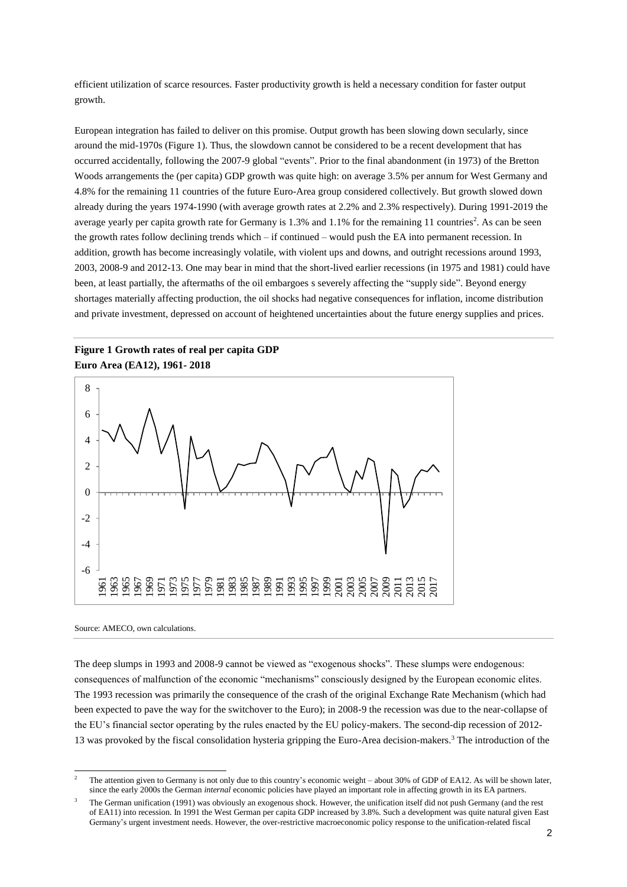efficient utilization of scarce resources. Faster productivity growth is held a necessary condition for faster output growth.

European integration has failed to deliver on this promise. Output growth has been slowing down secularly, since around the mid-1970s (Figure 1). Thus, the slowdown cannot be considered to be a recent development that has occurred accidentally, following the 2007-9 global "events". Prior to the final abandonment (in 1973) of the Bretton Woods arrangements the (per capita) GDP growth was quite high: on average 3.5% per annum for West Germany and 4.8% for the remaining 11 countries of the future Euro-Area group considered collectively. But growth slowed down already during the years 1974-1990 (with average growth rates at 2.2% and 2.3% respectively). During 1991-2019 the average yearly per capita growth rate for Germany is 1.3% and 1.1% for the remaining 11 countries[2]. As can be seen the growth rates follow declining trends which – if continued – would push the EA into permanent recession. In addition, growth has become increasingly volatile, with violent ups and downs, and outright recessions around 1993, 2003, 2008-9 and 2012-13. One may bear in mind that the short-lived earlier recessions (in 1975 and 1981) could have been, at least partially, the aftermaths of the oil embargoes s severely affecting the "supply side". Beyond energy shortages materially affecting production, the oil shocks had negative consequences for inflation, income distribution and private investment, depressed on account of heightened uncertainties about the future energy supplies and prices.

**Figure 1 Growth rates of real per capita GDP**
**Euro Area (EA12), 1961- 2018**

Source: AMECO, own calculations.

The deep slumps in 1993 and 2008-9 cannot be viewed as "exogenous shocks". These slumps were endogenous: consequences of malfunction of the economic "mechanisms" consciously designed by the European economic elites. The 1993 recession was primarily the consequence of the crash of the original Exchange Rate Mechanism (which had been expected to pave the way for the switchover to the Euro); in 2008-9 the recession was due to the near-collapse of the EU's financial sector operating by the rules enacted by the EU policy-makers. The second-dip recession of 2012-13 was provoked by the fiscal consolidation hysteria gripping the Euro-Area decision-makers.[3] The introduction of the

[2] The attention given to Germany is not only due to this country's economic weight – about 30% of GDP of EA12. As will be shown later, since the early 2000s the German *internal* economic policies have played an important role in affecting growth in its EA partners.

[3] The German unification (1991) was obviously an exogenous shock. However, the unification itself did not push Germany (and the rest of EA11) into recession. In 1991 the West German per capita GDP increased by 3.8%. Such a development was quite natural given East Germany's urgent investment needs. However, the over-restrictive macroeconomic policy response to the unification-related fiscal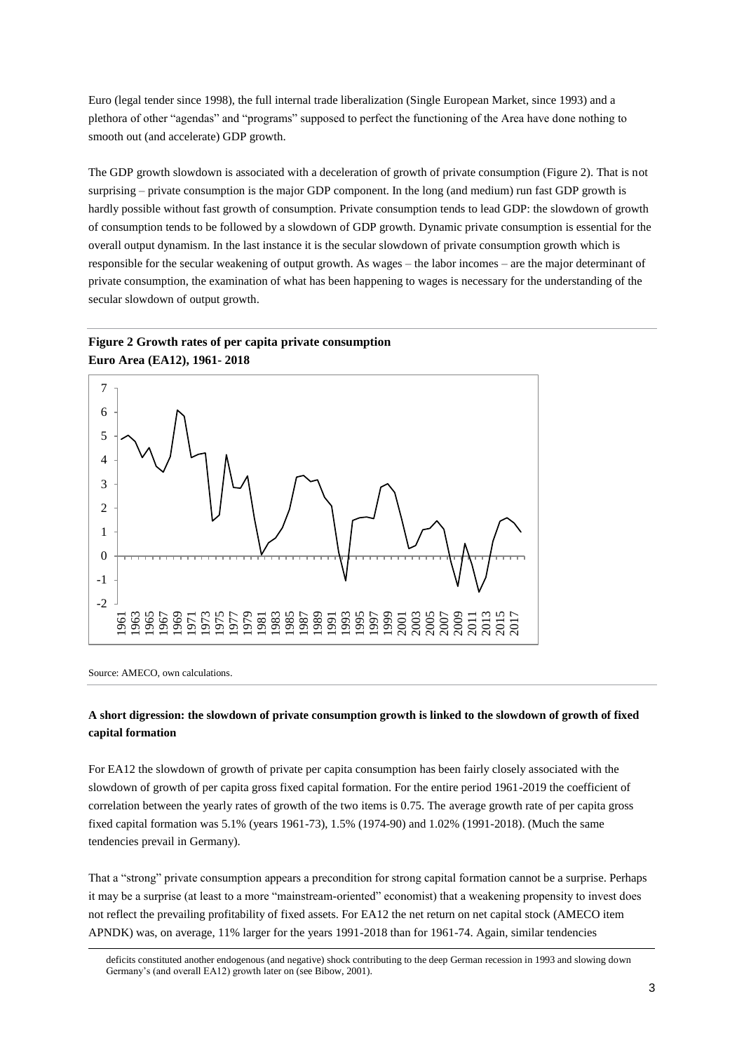Euro (legal tender since 1998), the full internal trade liberalization (Single European Market, since 1993) and a plethora of other "agendas" and "programs" supposed to perfect the functioning of the Area have done nothing to smooth out (and accelerate) GDP growth.

The GDP growth slowdown is associated with a deceleration of growth of private consumption (Figure 2). That is not surprising – private consumption is the major GDP component. In the long (and medium) run fast GDP growth is hardly possible without fast growth of consumption. Private consumption tends to lead GDP: the slowdown of growth of consumption tends to be followed by a slowdown of GDP growth. Dynamic private consumption is essential for the overall output dynamism. In the last instance it is the secular slowdown of private consumption growth which is responsible for the secular weakening of output growth. As wages – the labor incomes – are the major determinant of private consumption, the examination of what has been happening to wages is necessary for the understanding of the secular slowdown of output growth.

**Figure 2 Growth rates of per capita private consumption**
**Euro Area (EA12), 1961- 2018**

Source: AMECO, own calculations.

**A short digression: the slowdown of private consumption growth is linked to the slowdown of growth of fixed capital formation**

For EA12 the slowdown of growth of private per capita consumption has been fairly closely associated with the slowdown of growth of per capita gross fixed capital formation. For the entire period 1961-2019 the coefficient of correlation between the yearly rates of growth of the two items is 0.75. The average growth rate of per capita gross fixed capital formation was 5.1% (years 1961-73), 1.5% (1974-90) and 1.02% (1991-2018). (Much the same tendencies prevail in Germany).

That a "strong" private consumption appears a precondition for strong capital formation cannot be a surprise. Perhaps it may be a surprise (at least to a more "mainstream-oriented" economist) that a weakening propensity to invest does not reflect the prevailing profitability of fixed assets. For EA12 the net return on net capital stock (AMECO item APNDK) was, on average, 11% larger for the years 1991-2018 than for 1961-74. Again, similar tendencies

deficits constituted another endogenous (and negative) shock contributing to the deep German recession in 1993 and slowing down Germany's (and overall EA12) growth later on (see Bibow, 2001).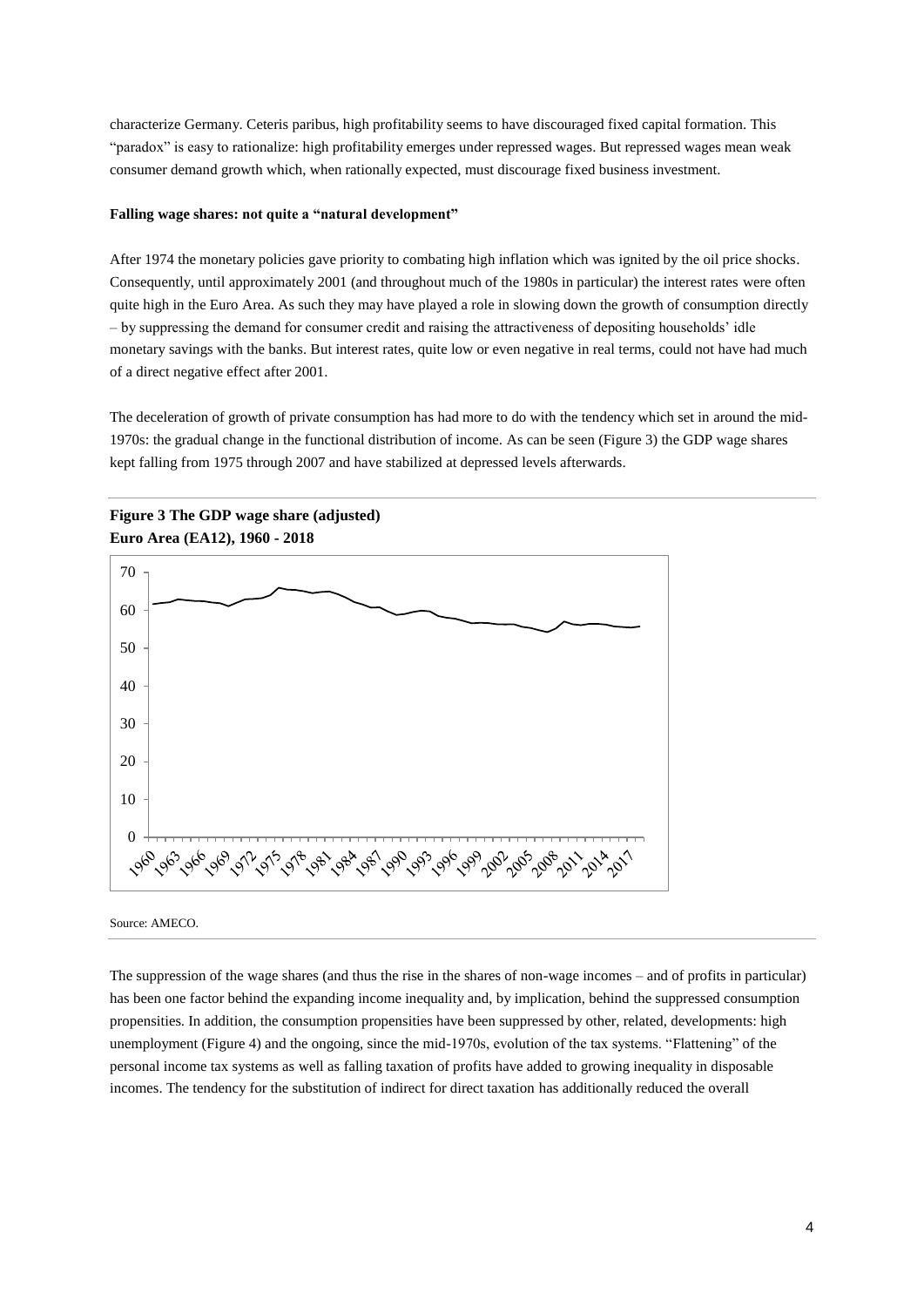characterize Germany. Ceteris paribus, high profitability seems to have discouraged fixed capital formation. This "paradox" is easy to rationalize: high profitability emerges under repressed wages. But repressed wages mean weak consumer demand growth which, when rationally expected, must discourage fixed business investment.

**Falling wage shares: not quite a "natural development"**

After 1974 the monetary policies gave priority to combating high inflation which was ignited by the oil price shocks. Consequently, until approximately 2001 (and throughout much of the 1980s in particular) the interest rates were often quite high in the Euro Area. As such they may have played a role in slowing down the growth of consumption directly – by suppressing the demand for consumer credit and raising the attractiveness of depositing households' idle monetary savings with the banks. But interest rates, quite low or even negative in real terms, could not have had much of a direct negative effect after 2001.

The deceleration of growth of private consumption has had more to do with the tendency which set in around the mid-1970s: the gradual change in the functional distribution of income. As can be seen (Figure 3) the GDP wage shares kept falling from 1975 through 2007 and have stabilized at depressed levels afterwards.

**Figure 3 The GDP wage share (adjusted)**
**Euro Area (EA12), 1960 - 2018**

Source: AMECO.

The suppression of the wage shares (and thus the rise in the shares of non-wage incomes – and of profits in particular) has been one factor behind the expanding income inequality and, by implication, behind the suppressed consumption propensities. In addition, the consumption propensities have been suppressed by other, related, developments: high unemployment (Figure 4) and the ongoing, since the mid-1970s, evolution of the tax systems. "Flattening" of the personal income tax systems as well as falling taxation of profits have added to growing inequality in disposable incomes. The tendency for the substitution of indirect for direct taxation has additionally reduced the overall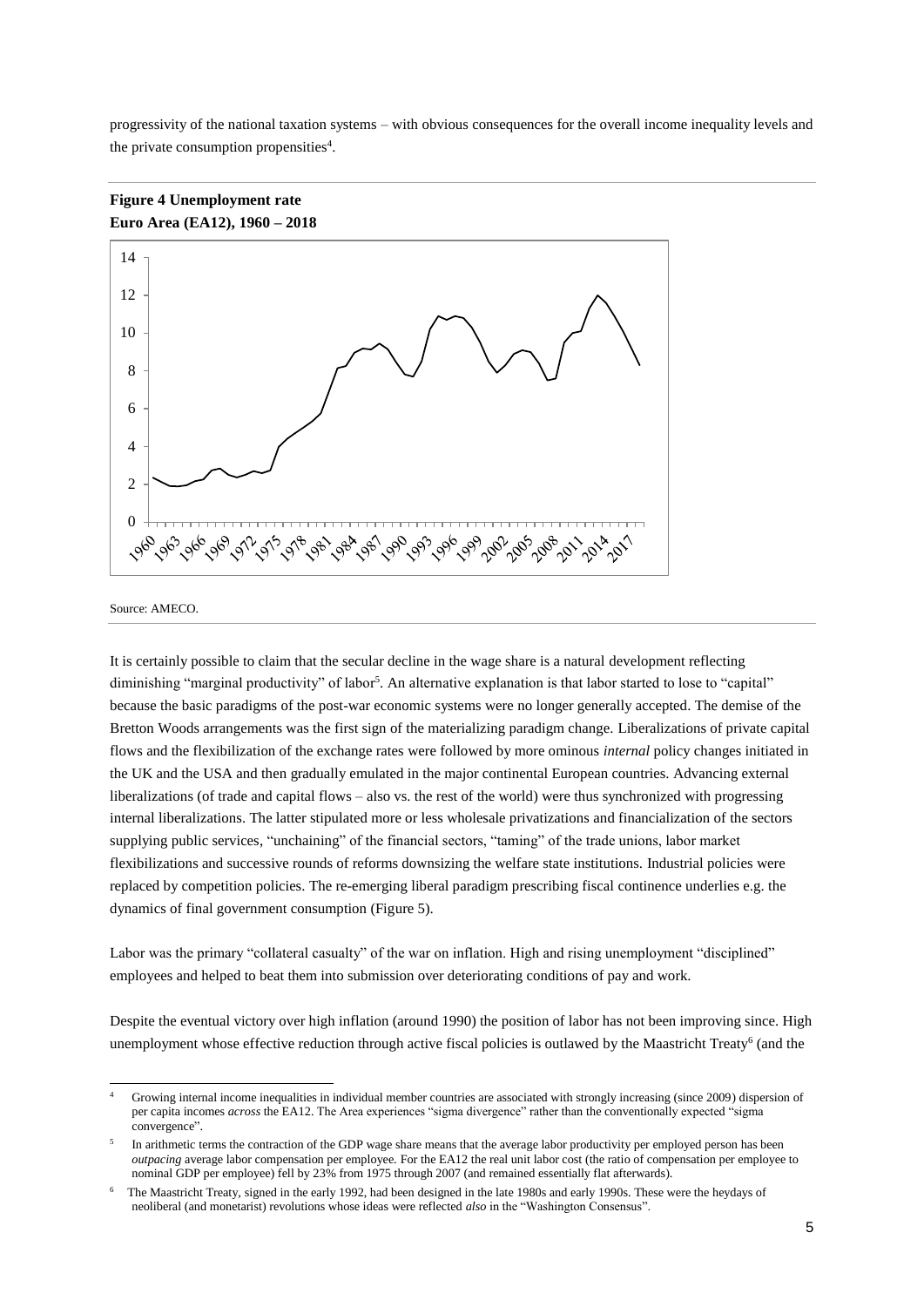progressivity of the national taxation systems – with obvious consequences for the overall income inequality levels and the private consumption propensities[4].

**Figure 4 Unemployment rate**
**Euro Area (EA12), 1960 – 2018**

Source: AMECO.

It is certainly possible to claim that the secular decline in the wage share is a natural development reflecting diminishing "marginal productivity" of labor[5]. An alternative explanation is that labor started to lose to "capital" because the basic paradigms of the post-war economic systems were no longer generally accepted. The demise of the Bretton Woods arrangements was the first sign of the materializing paradigm change. Liberalizations of private capital flows and the flexibilization of the exchange rates were followed by more ominous *internal* policy changes initiated in the UK and the USA and then gradually emulated in the major continental European countries. Advancing external liberalizations (of trade and capital flows – also vs. the rest of the world) were thus synchronized with progressing internal liberalizations. The latter stipulated more or less wholesale privatizations and financialization of the sectors supplying public services, "unchaining" of the financial sectors, "taming" of the trade unions, labor market flexibilizations and successive rounds of reforms downsizing the welfare state institutions. Industrial policies were replaced by competition policies. The re-emerging liberal paradigm prescribing fiscal continence underlies e.g. the dynamics of final government consumption (Figure 5).

Labor was the primary "collateral casualty" of the war on inflation. High and rising unemployment "disciplined" employees and helped to beat them into submission over deteriorating conditions of pay and work.

Despite the eventual victory over high inflation (around 1990) the position of labor has not been improving since. High unemployment whose effective reduction through active fiscal policies is outlawed by the Maastricht Treaty[6] (and the

---

[4] Growing internal income inequalities in individual member countries are associated with strongly increasing (since 2009) dispersion of per capita incomes *across* the EA12. The Area experiences "sigma divergence" rather than the conventionally expected "sigma convergence".

[5] In arithmetic terms the contraction of the GDP wage share means that the average labor productivity per employed person has been *outpacing* average labor compensation per employee. For the EA12 the real unit labor cost (the ratio of compensation per employee to nominal GDP per employee) fell by 23% from 1975 through 2007 (and remained essentially flat afterwards).

[6] The Maastricht Treaty, signed in the early 1992, had been designed in the late 1980s and early 1990s. These were the heydays of neoliberal (and monetarist) revolutions whose ideas were reflected *also* in the "Washington Consensus".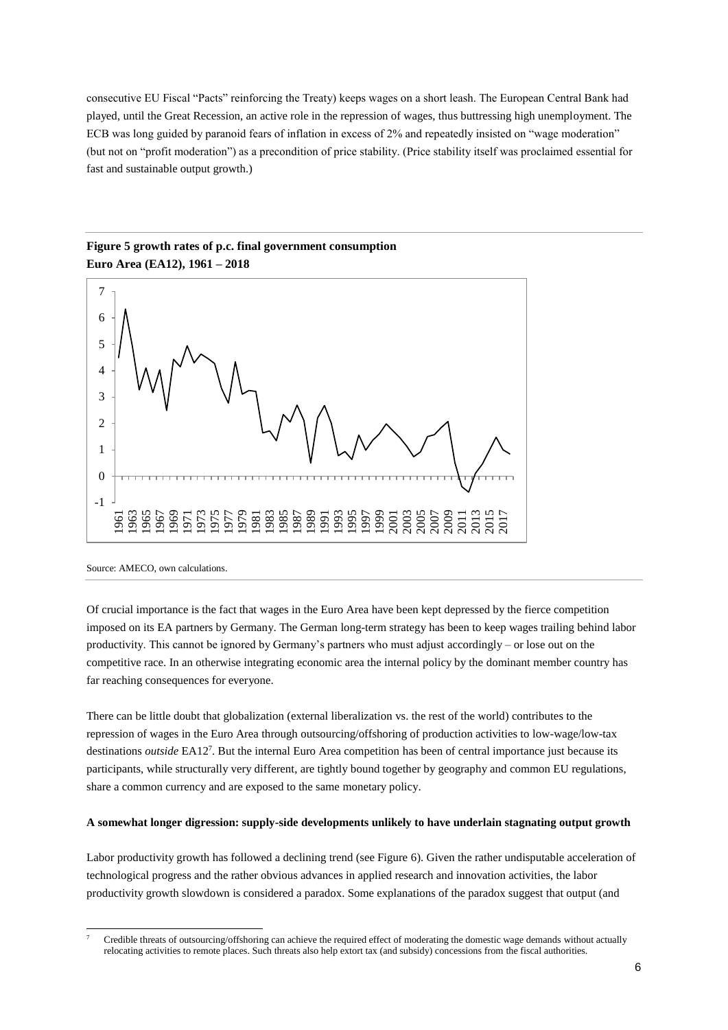consecutive EU Fiscal "Pacts" reinforcing the Treaty) keeps wages on a short leash. The European Central Bank had played, until the Great Recession, an active role in the repression of wages, thus buttressing high unemployment. The ECB was long guided by paranoid fears of inflation in excess of 2% and repeatedly insisted on "wage moderation" (but not on "profit moderation") as a precondition of price stability. (Price stability itself was proclaimed essential for fast and sustainable output growth.)

**Figure 5 growth rates of p.c. final government consumption**
**Euro Area (EA12), 1961 – 2018**

Source: AMECO, own calculations.

Of crucial importance is the fact that wages in the Euro Area have been kept depressed by the fierce competition imposed on its EA partners by Germany. The German long-term strategy has been to keep wages trailing behind labor productivity. This cannot be ignored by Germany's partners who must adjust accordingly – or lose out on the competitive race. In an otherwise integrating economic area the internal policy by the dominant member country has far reaching consequences for everyone.

There can be little doubt that globalization (external liberalization vs. the rest of the world) contributes to the repression of wages in the Euro Area through outsourcing/offshoring of production activities to low-wage/low-tax destinations *outside* EA12[7]. But the internal Euro Area competition has been of central importance just because its participants, while structurally very different, are tightly bound together by geography and common EU regulations, share a common currency and are exposed to the same monetary policy.

**A somewhat longer digression: supply-side developments unlikely to have underlain stagnating output growth**

Labor productivity growth has followed a declining trend (see Figure 6). Given the rather undisputable acceleration of technological progress and the rather obvious advances in applied research and innovation activities, the labor productivity growth slowdown is considered a paradox. Some explanations of the paradox suggest that output (and

[7] Credible threats of outsourcing/offshoring can achieve the required effect of moderating the domestic wage demands without actually relocating activities to remote places. Such threats also help extort tax (and subsidy) concessions from the fiscal authorities.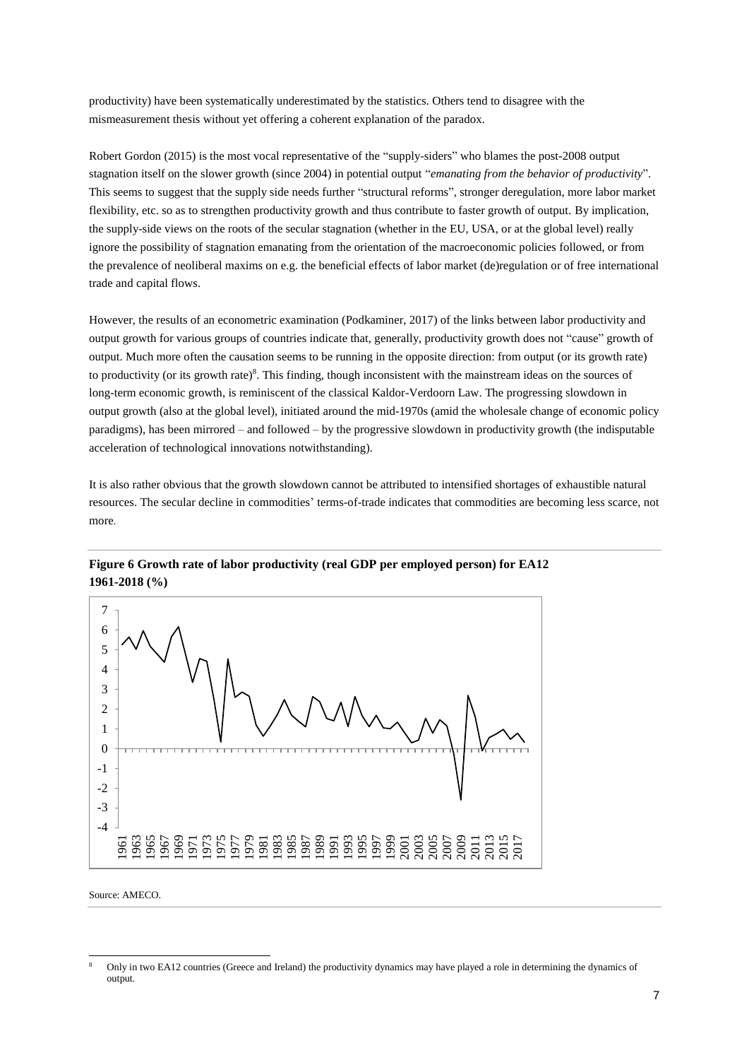productivity) have been systematically underestimated by the statistics. Others tend to disagree with the mismeasurement thesis without yet offering a coherent explanation of the paradox.

Robert Gordon (2015) is the most vocal representative of the "supply-siders" who blames the post-2008 output stagnation itself on the slower growth (since 2004) in potential output "*emanating from the behavior of productivity*". This seems to suggest that the supply side needs further "structural reforms", stronger deregulation, more labor market flexibility, etc. so as to strengthen productivity growth and thus contribute to faster growth of output. By implication, the supply-side views on the roots of the secular stagnation (whether in the EU, USA, or at the global level) really ignore the possibility of stagnation emanating from the orientation of the macroeconomic policies followed, or from the prevalence of neoliberal maxims on e.g. the beneficial effects of labor market (de)regulation or of free international trade and capital flows.

However, the results of an econometric examination (Podkaminer, 2017) of the links between labor productivity and output growth for various groups of countries indicate that, generally, productivity growth does not "cause" growth of output. Much more often the causation seems to be running in the opposite direction: from output (or its growth rate) to productivity (or its growth rate)[8]. This finding, though inconsistent with the mainstream ideas on the sources of long-term economic growth, is reminiscent of the classical Kaldor-Verdoorn Law. The progressing slowdown in output growth (also at the global level), initiated around the mid-1970s (amid the wholesale change of economic policy paradigms), has been mirrored – and followed – by the progressive slowdown in productivity growth (the indisputable acceleration of technological innovations notwithstanding).

It is also rather obvious that the growth slowdown cannot be attributed to intensified shortages of exhaustible natural resources. The secular decline in commodities' terms-of-trade indicates that commodities are becoming less scarce, not more.

**Figure 6 Growth rate of labor productivity (real GDP per employed person) for EA12 1961-2018 (%)**

Source: AMECO.

[8] Only in two EA12 countries (Greece and Ireland) the productivity dynamics may have played a role in determining the dynamics of output.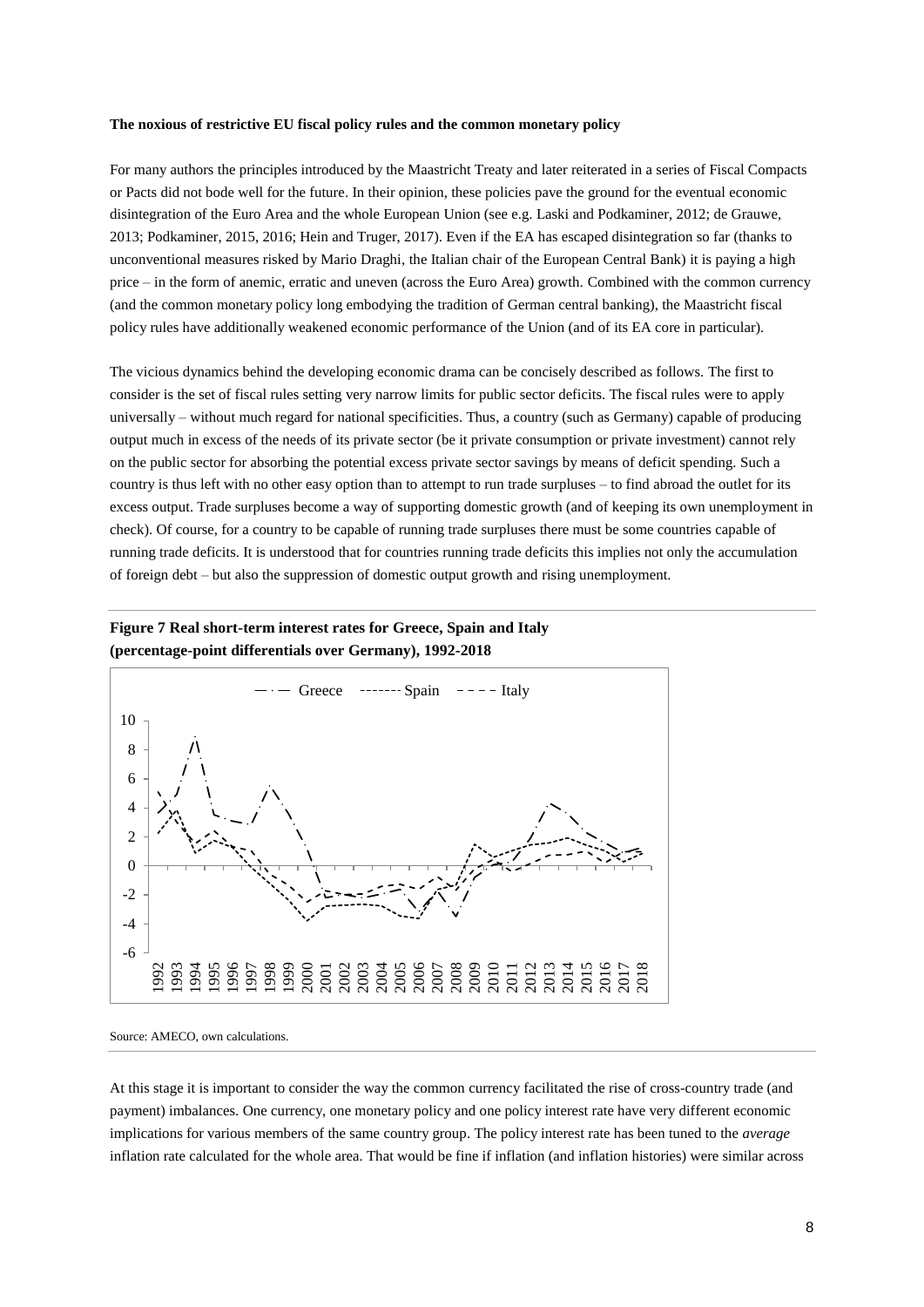**The noxious of restrictive EU fiscal policy rules and the common monetary policy**

For many authors the principles introduced by the Maastricht Treaty and later reiterated in a series of Fiscal Compacts or Pacts did not bode well for the future. In their opinion, these policies pave the ground for the eventual economic disintegration of the Euro Area and the whole European Union (see e.g. Laski and Podkaminer, 2012; de Grauwe, 2013; Podkaminer, 2015, 2016; Hein and Truger, 2017). Even if the EA has escaped disintegration so far (thanks to unconventional measures risked by Mario Draghi, the Italian chair of the European Central Bank) it is paying a high price – in the form of anemic, erratic and uneven (across the Euro Area) growth. Combined with the common currency (and the common monetary policy long embodying the tradition of German central banking), the Maastricht fiscal policy rules have additionally weakened economic performance of the Union (and of its EA core in particular).

The vicious dynamics behind the developing economic drama can be concisely described as follows. The first to consider is the set of fiscal rules setting very narrow limits for public sector deficits. The fiscal rules were to apply universally – without much regard for national specificities. Thus, a country (such as Germany) capable of producing output much in excess of the needs of its private sector (be it private consumption or private investment) cannot rely on the public sector for absorbing the potential excess private sector savings by means of deficit spending. Such a country is thus left with no other easy option than to attempt to run trade surpluses – to find abroad the outlet for its excess output. Trade surpluses become a way of supporting domestic growth (and of keeping its own unemployment in check). Of course, for a country to be capable of running trade surpluses there must be some countries capable of running trade deficits. It is understood that for countries running trade deficits this implies not only the accumulation of foreign debt – but also the suppression of domestic output growth and rising unemployment.

**Figure 7 Real short-term interest rates for Greece, Spain and Italy (percentage-point differentials over Germany), 1992-2018**

Source: AMECO, own calculations.

At this stage it is important to consider the way the common currency facilitated the rise of cross-country trade (and payment) imbalances. One currency, one monetary policy and one policy interest rate have very different economic implications for various members of the same country group. The policy interest rate has been tuned to the *average* inflation rate calculated for the whole area. That would be fine if inflation (and inflation histories) were similar across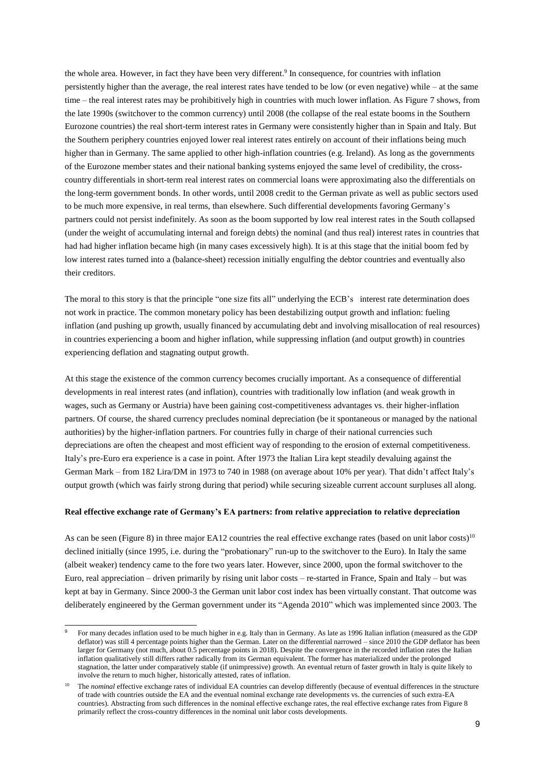the whole area. However, in fact they have been very different.[9] In consequence, for countries with inflation persistently higher than the average, the real interest rates have tended to be low (or even negative) while – at the same time – the real interest rates may be prohibitively high in countries with much lower inflation. As Figure 7 shows, from the late 1990s (switchover to the common currency) until 2008 (the collapse of the real estate booms in the Southern Eurozone countries) the real short-term interest rates in Germany were consistently higher than in Spain and Italy. But the Southern periphery countries enjoyed lower real interest rates entirely on account of their inflations being much higher than in Germany. The same applied to other high-inflation countries (e.g. Ireland). As long as the governments of the Eurozone member states and their national banking systems enjoyed the same level of credibility, the cross-country differentials in short-term real interest rates on commercial loans were approximating also the differentials on the long-term government bonds. In other words, until 2008 credit to the German private as well as public sectors used to be much more expensive, in real terms, than elsewhere. Such differential developments favoring Germany's partners could not persist indefinitely. As soon as the boom supported by low real interest rates in the South collapsed (under the weight of accumulating internal and foreign debts) the nominal (and thus real) interest rates in countries that had had higher inflation became high (in many cases excessively high). It is at this stage that the initial boom fed by low interest rates turned into a (balance-sheet) recession initially engulfing the debtor countries and eventually also their creditors.

The moral to this story is that the principle "one size fits all" underlying the ECB's interest rate determination does not work in practice. The common monetary policy has been destabilizing output growth and inflation: fueling inflation (and pushing up growth, usually financed by accumulating debt and involving misallocation of real resources) in countries experiencing a boom and higher inflation, while suppressing inflation (and output growth) in countries experiencing deflation and stagnating output growth.

At this stage the existence of the common currency becomes crucially important. As a consequence of differential developments in real interest rates (and inflation), countries with traditionally low inflation (and weak growth in wages, such as Germany or Austria) have been gaining cost-competitiveness advantages vs. their higher-inflation partners. Of course, the shared currency precludes nominal depreciation (be it spontaneous or managed by the national authorities) by the higher-inflation partners. For countries fully in charge of their national currencies such depreciations are often the cheapest and most efficient way of responding to the erosion of external competitiveness. Italy's pre-Euro era experience is a case in point. After 1973 the Italian Lira kept steadily devaluing against the German Mark – from 182 Lira/DM in 1973 to 740 in 1988 (on average about 10% per year). That didn't affect Italy's output growth (which was fairly strong during that period) while securing sizeable current account surpluses all along.

**Real effective exchange rate of Germany's EA partners: from relative appreciation to relative depreciation**

As can be seen (Figure 8) in three major EA12 countries the real effective exchange rates (based on unit labor costs)[10] declined initially (since 1995, i.e. during the "probationary" run-up to the switchover to the Euro). In Italy the same (albeit weaker) tendency came to the fore two years later. However, since 2000, upon the formal switchover to the Euro, real appreciation – driven primarily by rising unit labor costs – re-started in France, Spain and Italy – but was kept at bay in Germany. Since 2000-3 the German unit labor cost index has been virtually constant. That outcome was deliberately engineered by the German government under its "Agenda 2010" which was implemented since 2003. The

[9] For many decades inflation used to be much higher in e.g. Italy than in Germany. As late as 1996 Italian inflation (measured as the GDP deflator) was still 4 percentage points higher than the German. Later on the differential narrowed – since 2010 the GDP deflator has been larger for Germany (not much, about 0.5 percentage points in 2018). Despite the convergence in the recorded inflation rates the Italian inflation qualitatively still differs rather radically from its German equivalent. The former has materialized under the prolonged stagnation, the latter under comparatively stable (if unimpressive) growth. An eventual return of faster growth in Italy is quite likely to involve the return to much higher, historically attested, rates of inflation.

[10] The *nominal* effective exchange rates of individual EA countries can develop differently (because of eventual differences in the structure of trade with countries outside the EA and the eventual nominal exchange rate developments vs. the currencies of such extra-EA countries). Abstracting from such differences in the nominal effective exchange rates, the real effective exchange rates from Figure 8 primarily reflect the cross-country differences in the nominal unit labor costs developments.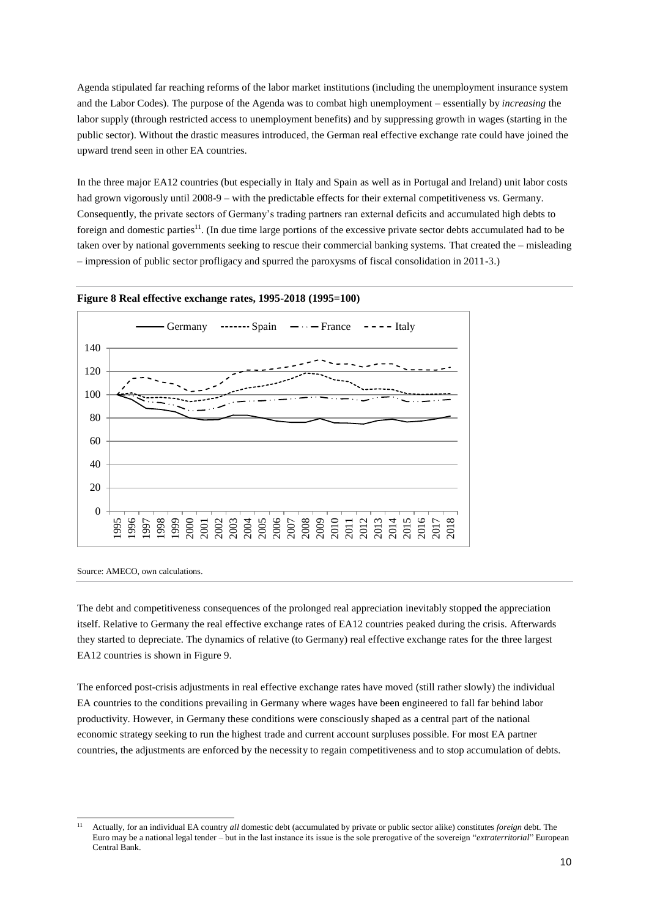Agenda stipulated far reaching reforms of the labor market institutions (including the unemployment insurance system and the Labor Codes). The purpose of the Agenda was to combat high unemployment – essentially by *increasing* the labor supply (through restricted access to unemployment benefits) and by suppressing growth in wages (starting in the public sector). Without the drastic measures introduced, the German real effective exchange rate could have joined the upward trend seen in other EA countries.

In the three major EA12 countries (but especially in Italy and Spain as well as in Portugal and Ireland) unit labor costs had grown vigorously until 2008-9 – with the predictable effects for their external competitiveness vs. Germany. Consequently, the private sectors of Germany's trading partners ran external deficits and accumulated high debts to foreign and domestic parties[11]. (In due time large portions of the excessive private sector debts accumulated had to be taken over by national governments seeking to rescue their commercial banking systems. That created the – misleading – impression of public sector profligacy and spurred the paroxysms of fiscal consolidation in 2011-3.)

**Figure 8 Real effective exchange rates, 1995-2018 (1995=100)**

Source: AMECO, own calculations.

The debt and competitiveness consequences of the prolonged real appreciation inevitably stopped the appreciation itself. Relative to Germany the real effective exchange rates of EA12 countries peaked during the crisis. Afterwards they started to depreciate. The dynamics of relative (to Germany) real effective exchange rates for the three largest EA12 countries is shown in Figure 9.

The enforced post-crisis adjustments in real effective exchange rates have moved (still rather slowly) the individual EA countries to the conditions prevailing in Germany where wages have been engineered to fall far behind labor productivity. However, in Germany these conditions were consciously shaped as a central part of the national economic strategy seeking to run the highest trade and current account surpluses possible. For most EA partner countries, the adjustments are enforced by the necessity to regain competitiveness and to stop accumulation of debts.

[11] Actually, for an individual EA country *all* domestic debt (accumulated by private or public sector alike) constitutes *foreign* debt. The Euro may be a national legal tender – but in the last instance its issue is the sole prerogative of the sovereign "*extraterritorial*" European Central Bank.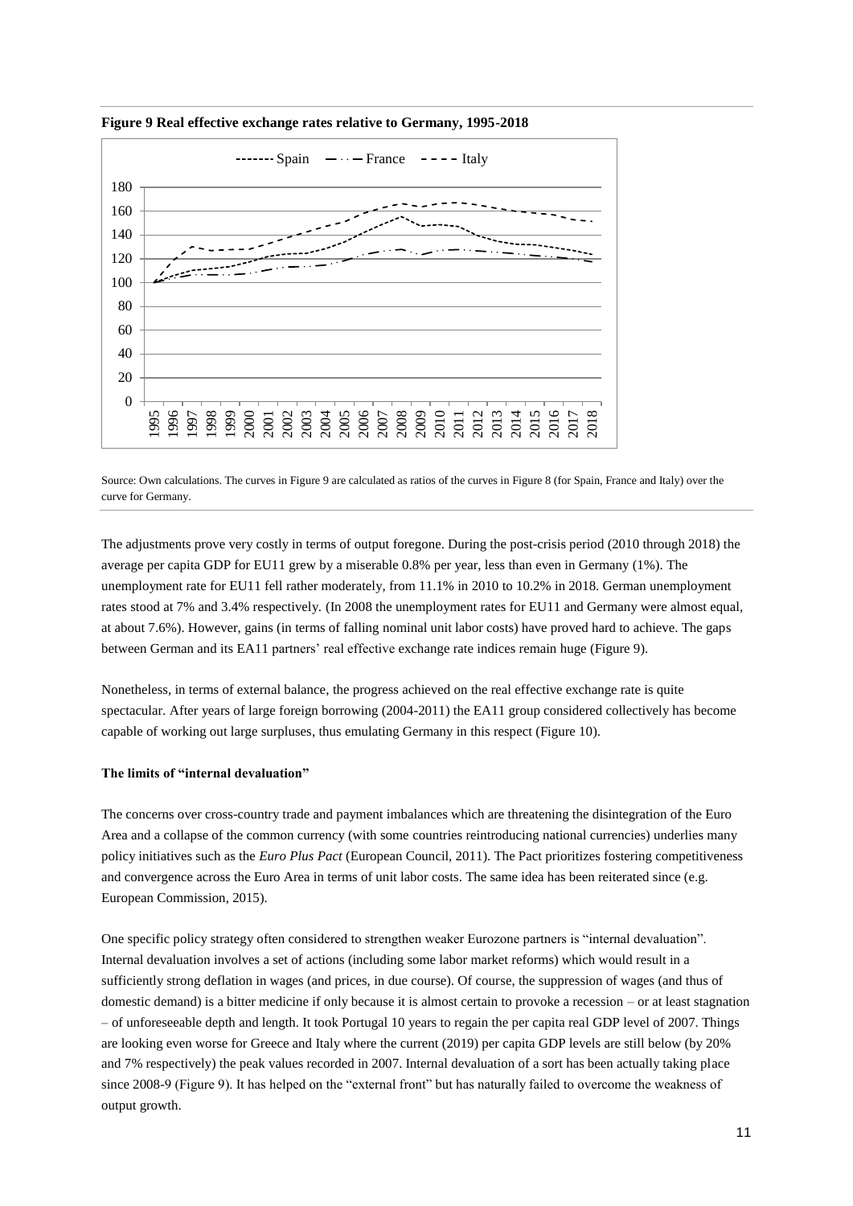**Figure 9 Real effective exchange rates relative to Germany, 1995-2018**

Source: Own calculations. The curves in Figure 9 are calculated as ratios of the curves in Figure 8 (for Spain, France and Italy) over the curve for Germany.

The adjustments prove very costly in terms of output foregone. During the post-crisis period (2010 through 2018) the average per capita GDP for EU11 grew by a miserable 0.8% per year, less than even in Germany (1%). The unemployment rate for EU11 fell rather moderately, from 11.1% in 2010 to 10.2% in 2018. German unemployment rates stood at 7% and 3.4% respectively. (In 2008 the unemployment rates for EU11 and Germany were almost equal, at about 7.6%). However, gains (in terms of falling nominal unit labor costs) have proved hard to achieve. The gaps between German and its EA11 partners' real effective exchange rate indices remain huge (Figure 9).

Nonetheless, in terms of external balance, the progress achieved on the real effective exchange rate is quite spectacular. After years of large foreign borrowing (2004-2011) the EA11 group considered collectively has become capable of working out large surpluses, thus emulating Germany in this respect (Figure 10).

**The limits of "internal devaluation"**

The concerns over cross-country trade and payment imbalances which are threatening the disintegration of the Euro Area and a collapse of the common currency (with some countries reintroducing national currencies) underlies many policy initiatives such as the *Euro Plus Pact* (European Council, 2011). The Pact prioritizes fostering competitiveness and convergence across the Euro Area in terms of unit labor costs. The same idea has been reiterated since (e.g. European Commission, 2015).

One specific policy strategy often considered to strengthen weaker Eurozone partners is "internal devaluation". Internal devaluation involves a set of actions (including some labor market reforms) which would result in a sufficiently strong deflation in wages (and prices, in due course). Of course, the suppression of wages (and thus of domestic demand) is a bitter medicine if only because it is almost certain to provoke a recession – or at least stagnation – of unforeseeable depth and length. It took Portugal 10 years to regain the per capita real GDP level of 2007. Things are looking even worse for Greece and Italy where the current (2019) per capita GDP levels are still below (by 20% and 7% respectively) the peak values recorded in 2007. Internal devaluation of a sort has been actually taking place since 2008-9 (Figure 9). It has helped on the "external front" but has naturally failed to overcome the weakness of output growth.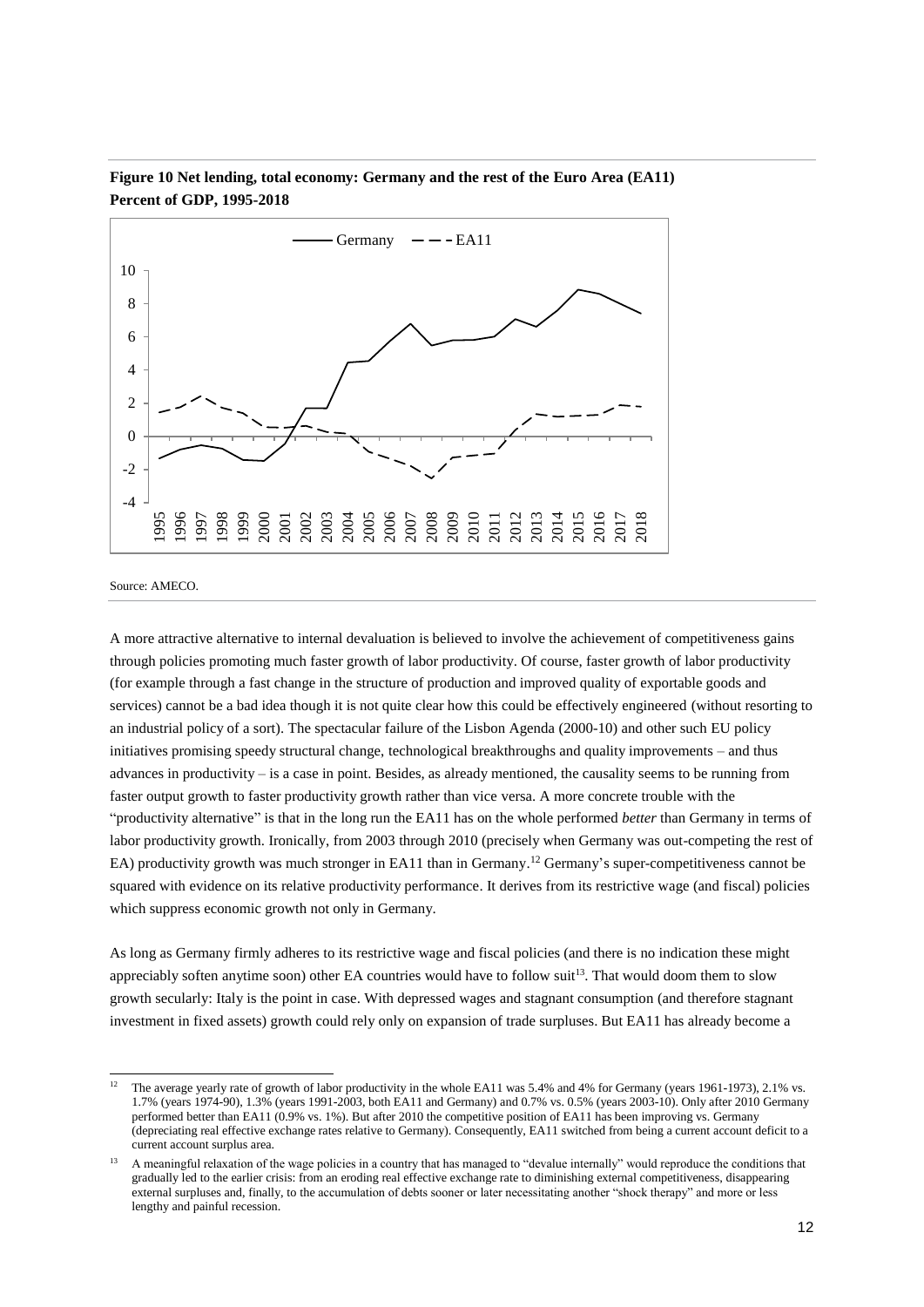**Figure 10 Net lending, total economy: Germany and the rest of the Euro Area (EA11) Percent of GDP, 1995-2018**

Source: AMECO.

A more attractive alternative to internal devaluation is believed to involve the achievement of competitiveness gains through policies promoting much faster growth of labor productivity. Of course, faster growth of labor productivity (for example through a fast change in the structure of production and improved quality of exportable goods and services) cannot be a bad idea though it is not quite clear how this could be effectively engineered (without resorting to an industrial policy of a sort). The spectacular failure of the Lisbon Agenda (2000-10) and other such EU policy initiatives promising speedy structural change, technological breakthroughs and quality improvements – and thus advances in productivity – is a case in point. Besides, as already mentioned, the causality seems to be running from faster output growth to faster productivity growth rather than vice versa. A more concrete trouble with the "productivity alternative" is that in the long run the EA11 has on the whole performed *better* than Germany in terms of labor productivity growth. Ironically, from 2003 through 2010 (precisely when Germany was out-competing the rest of EA) productivity growth was much stronger in EA11 than in Germany.[12] Germany's super-competitiveness cannot be squared with evidence on its relative productivity performance. It derives from its restrictive wage (and fiscal) policies which suppress economic growth not only in Germany.

As long as Germany firmly adheres to its restrictive wage and fiscal policies (and there is no indication these might appreciably soften anytime soon) other EA countries would have to follow suit[13]. That would doom them to slow growth secularly: Italy is the point in case. With depressed wages and stagnant consumption (and therefore stagnant investment in fixed assets) growth could rely only on expansion of trade surpluses. But EA11 has already become a

---

[12] The average yearly rate of growth of labor productivity in the whole EA11 was 5.4% and 4% for Germany (years 1961-1973), 2.1% vs. 1.7% (years 1974-90), 1.3% (years 1991-2003, both EA11 and Germany) and 0.7% vs. 0.5% (years 2003-10). Only after 2010 Germany performed better than EA11 (0.9% vs. 1%). But after 2010 the competitive position of EA11 has been improving vs. Germany (depreciating real effective exchange rates relative to Germany). Consequently, EA11 switched from being a current account deficit to a current account surplus area.

[13] A meaningful relaxation of the wage policies in a country that has managed to "devalue internally" would reproduce the conditions that gradually led to the earlier crisis: from an eroding real effective exchange rate to diminishing external competitiveness, disappearing external surpluses and, finally, to the accumulation of debts sooner or later necessitating another "shock therapy" and more or less lengthy and painful recession.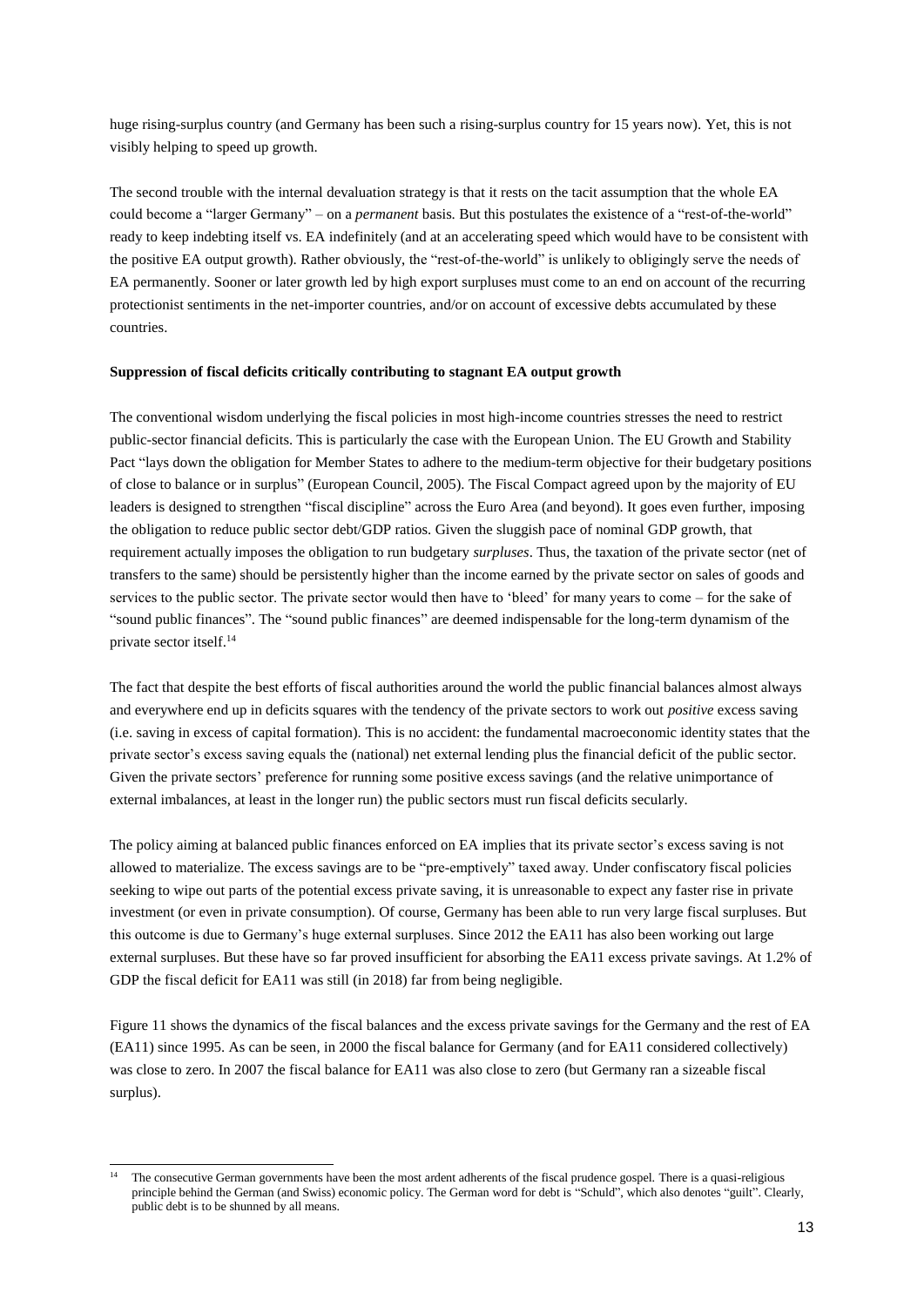huge rising-surplus country (and Germany has been such a rising-surplus country for 15 years now). Yet, this is not visibly helping to speed up growth.

The second trouble with the internal devaluation strategy is that it rests on the tacit assumption that the whole EA could become a "larger Germany" – on a *permanent* basis. But this postulates the existence of a "rest-of-the-world" ready to keep indebting itself vs. EA indefinitely (and at an accelerating speed which would have to be consistent with the positive EA output growth). Rather obviously, the "rest-of-the-world" is unlikely to obligingly serve the needs of EA permanently. Sooner or later growth led by high export surpluses must come to an end on account of the recurring protectionist sentiments in the net-importer countries, and/or on account of excessive debts accumulated by these countries.

**Suppression of fiscal deficits critically contributing to stagnant EA output growth**

The conventional wisdom underlying the fiscal policies in most high-income countries stresses the need to restrict public-sector financial deficits. This is particularly the case with the European Union. The EU Growth and Stability Pact "lays down the obligation for Member States to adhere to the medium-term objective for their budgetary positions of close to balance or in surplus" (European Council, 2005). The Fiscal Compact agreed upon by the majority of EU leaders is designed to strengthen "fiscal discipline" across the Euro Area (and beyond). It goes even further, imposing the obligation to reduce public sector debt/GDP ratios. Given the sluggish pace of nominal GDP growth, that requirement actually imposes the obligation to run budgetary *surpluses*. Thus, the taxation of the private sector (net of transfers to the same) should be persistently higher than the income earned by the private sector on sales of goods and services to the public sector. The private sector would then have to 'bleed' for many years to come – for the sake of "sound public finances". The "sound public finances" are deemed indispensable for the long-term dynamism of the private sector itself.[14]

The fact that despite the best efforts of fiscal authorities around the world the public financial balances almost always and everywhere end up in deficits squares with the tendency of the private sectors to work out *positive* excess saving (i.e. saving in excess of capital formation). This is no accident: the fundamental macroeconomic identity states that the private sector's excess saving equals the (national) net external lending plus the financial deficit of the public sector. Given the private sectors' preference for running some positive excess savings (and the relative unimportance of external imbalances, at least in the longer run) the public sectors must run fiscal deficits secularly.

The policy aiming at balanced public finances enforced on EA implies that its private sector's excess saving is not allowed to materialize. The excess savings are to be "pre-emptively" taxed away. Under confiscatory fiscal policies seeking to wipe out parts of the potential excess private saving, it is unreasonable to expect any faster rise in private investment (or even in private consumption). Of course, Germany has been able to run very large fiscal surpluses. But this outcome is due to Germany's huge external surpluses. Since 2012 the EA11 has also been working out large external surpluses. But these have so far proved insufficient for absorbing the EA11 excess private savings. At 1.2% of GDP the fiscal deficit for EA11 was still (in 2018) far from being negligible.

Figure 11 shows the dynamics of the fiscal balances and the excess private savings for the Germany and the rest of EA (EA11) since 1995. As can be seen, in 2000 the fiscal balance for Germany (and for EA11 considered collectively) was close to zero. In 2007 the fiscal balance for EA11 was also close to zero (but Germany ran a sizeable fiscal surplus).

---

[14] The consecutive German governments have been the most ardent adherents of the fiscal prudence gospel. There is a quasi-religious principle behind the German (and Swiss) economic policy. The German word for debt is "Schuld", which also denotes "guilt". Clearly, public debt is to be shunned by all means.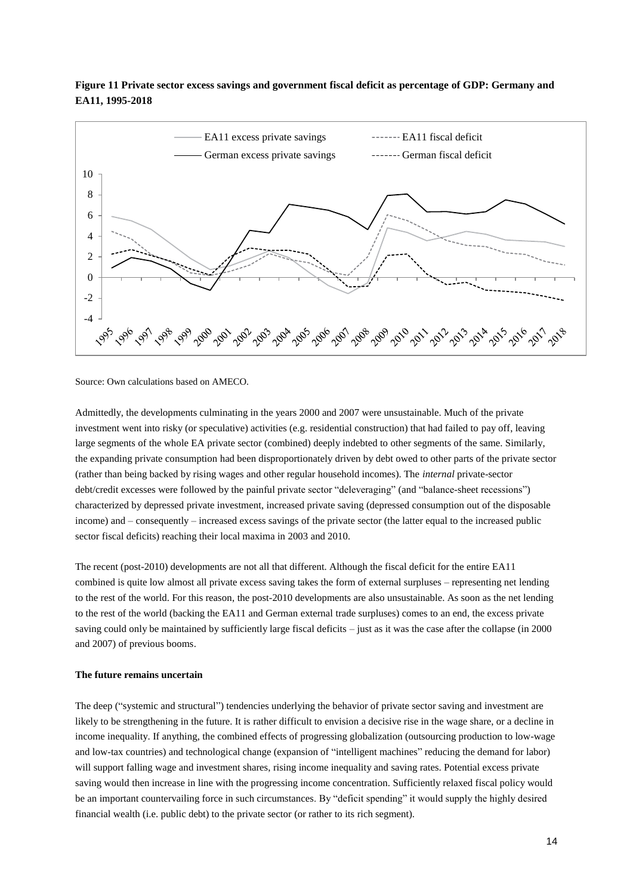**Figure 11 Private sector excess savings and government fiscal deficit as percentage of GDP: Germany and EA11, 1995-2018**

Source: Own calculations based on AMECO.

Admittedly, the developments culminating in the years 2000 and 2007 were unsustainable. Much of the private investment went into risky (or speculative) activities (e.g. residential construction) that had failed to pay off, leaving large segments of the whole EA private sector (combined) deeply indebted to other segments of the same. Similarly, the expanding private consumption had been disproportionately driven by debt owed to other parts of the private sector (rather than being backed by rising wages and other regular household incomes). The *internal* private-sector debt/credit excesses were followed by the painful private sector "deleveraging" (and "balance-sheet recessions") characterized by depressed private investment, increased private saving (depressed consumption out of the disposable income) and – consequently – increased excess savings of the private sector (the latter equal to the increased public sector fiscal deficits) reaching their local maxima in 2003 and 2010.

The recent (post-2010) developments are not all that different. Although the fiscal deficit for the entire EA11 combined is quite low almost all private excess saving takes the form of external surpluses – representing net lending to the rest of the world. For this reason, the post-2010 developments are also unsustainable. As soon as the net lending to the rest of the world (backing the EA11 and German external trade surpluses) comes to an end, the excess private saving could only be maintained by sufficiently large fiscal deficits – just as it was the case after the collapse (in 2000 and 2007) of previous booms.

**The future remains uncertain**

The deep ("systemic and structural") tendencies underlying the behavior of private sector saving and investment are likely to be strengthening in the future. It is rather difficult to envision a decisive rise in the wage share, or a decline in income inequality. If anything, the combined effects of progressing globalization (outsourcing production to low-wage and low-tax countries) and technological change (expansion of "intelligent machines" reducing the demand for labor) will support falling wage and investment shares, rising income inequality and saving rates. Potential excess private saving would then increase in line with the progressing income concentration. Sufficiently relaxed fiscal policy would be an important countervailing force in such circumstances. By "deficit spending" it would supply the highly desired financial wealth (i.e. public debt) to the private sector (or rather to its rich segment).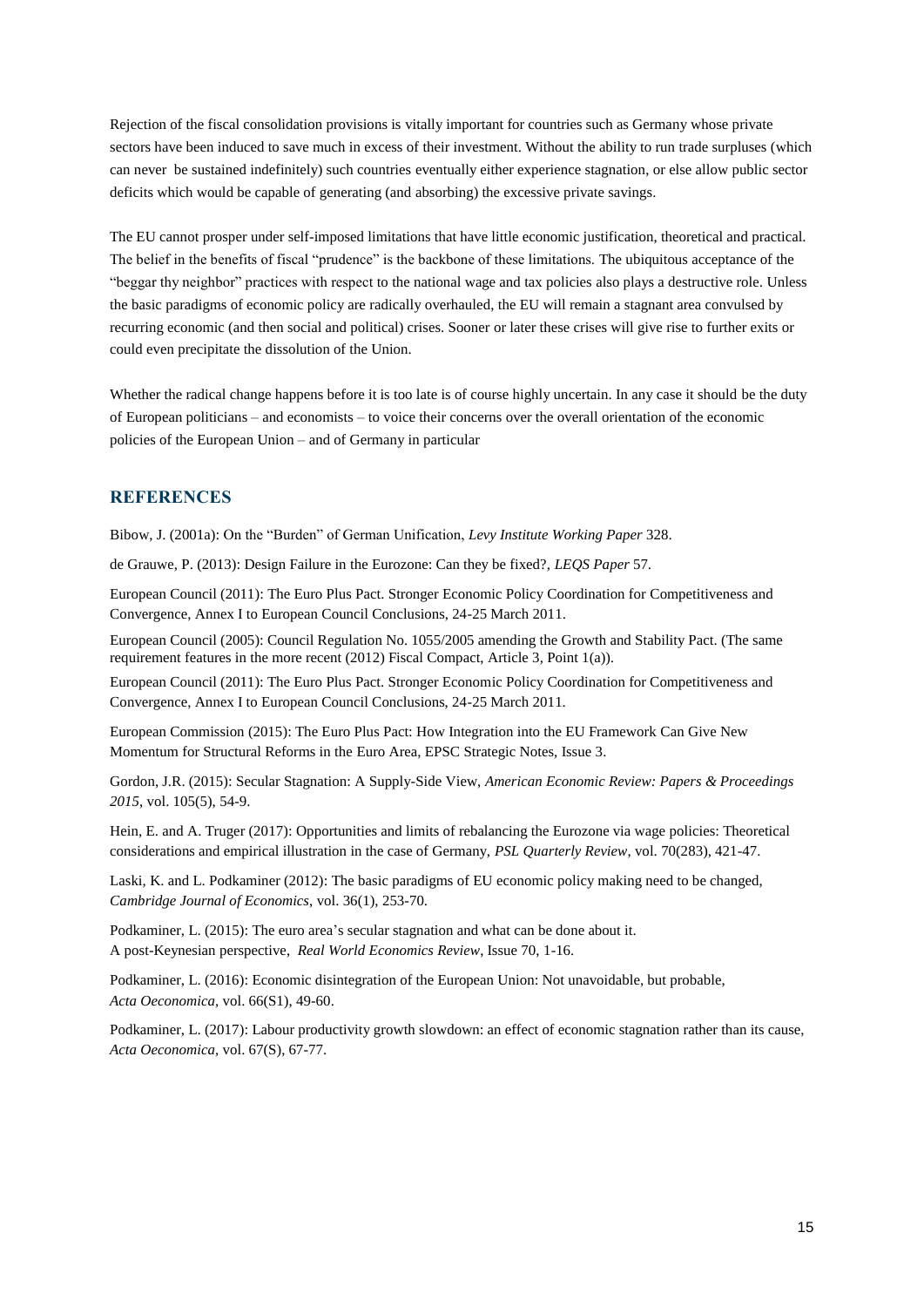Rejection of the fiscal consolidation provisions is vitally important for countries such as Germany whose private sectors have been induced to save much in excess of their investment. Without the ability to run trade surpluses (which can never be sustained indefinitely) such countries eventually either experience stagnation, or else allow public sector deficits which would be capable of generating (and absorbing) the excessive private savings.

The EU cannot prosper under self-imposed limitations that have little economic justification, theoretical and practical. The belief in the benefits of fiscal "prudence" is the backbone of these limitations. The ubiquitous acceptance of the "beggar thy neighbor" practices with respect to the national wage and tax policies also plays a destructive role. Unless the basic paradigms of economic policy are radically overhauled, the EU will remain a stagnant area convulsed by recurring economic (and then social and political) crises. Sooner or later these crises will give rise to further exits or could even precipitate the dissolution of the Union.

Whether the radical change happens before it is too late is of course highly uncertain. In any case it should be the duty of European politicians – and economists – to voice their concerns over the overall orientation of the economic policies of the European Union – and of Germany in particular

## REFERENCES

Bibow, J. (2001a): On the "Burden" of German Unification, *Levy Institute Working Paper* 328.

de Grauwe, P. (2013): Design Failure in the Eurozone: Can they be fixed?, *LEQS Paper* 57.

European Council (2011): The Euro Plus Pact. Stronger Economic Policy Coordination for Competitiveness and Convergence, Annex I to European Council Conclusions, 24-25 March 2011.

European Council (2005): Council Regulation No. 1055/2005 amending the Growth and Stability Pact. (The same requirement features in the more recent (2012) Fiscal Compact, Article 3, Point 1(a)).

European Council (2011): The Euro Plus Pact. Stronger Economic Policy Coordination for Competitiveness and Convergence, Annex I to European Council Conclusions, 24-25 March 2011.

European Commission (2015): The Euro Plus Pact: How Integration into the EU Framework Can Give New Momentum for Structural Reforms in the Euro Area, EPSC Strategic Notes, Issue 3.

Gordon, J.R. (2015): Secular Stagnation: A Supply-Side View, *American Economic Review: Papers & Proceedings 2015*, vol. 105(5), 54-9.

Hein, E. and A. Truger (2017): Opportunities and limits of rebalancing the Eurozone via wage policies: Theoretical considerations and empirical illustration in the case of Germany, *PSL Quarterly Review*, vol. 70(283), 421-47.

Laski, K. and L. Podkaminer (2012): The basic paradigms of EU economic policy making need to be changed, *Cambridge Journal of Economics*, vol. 36(1), 253-70.

Podkaminer, L. (2015): The euro area's secular stagnation and what can be done about it. A post-Keynesian perspective, *Real World Economics Review*, Issue 70, 1-16.

Podkaminer, L. (2016): Economic disintegration of the European Union: Not unavoidable, but probable, *Acta Oeconomica*, vol. 66(S1), 49-60.

Podkaminer, L. (2017): Labour productivity growth slowdown: an effect of economic stagnation rather than its cause, *Acta Oeconomica*, vol. 67(S), 67-77.